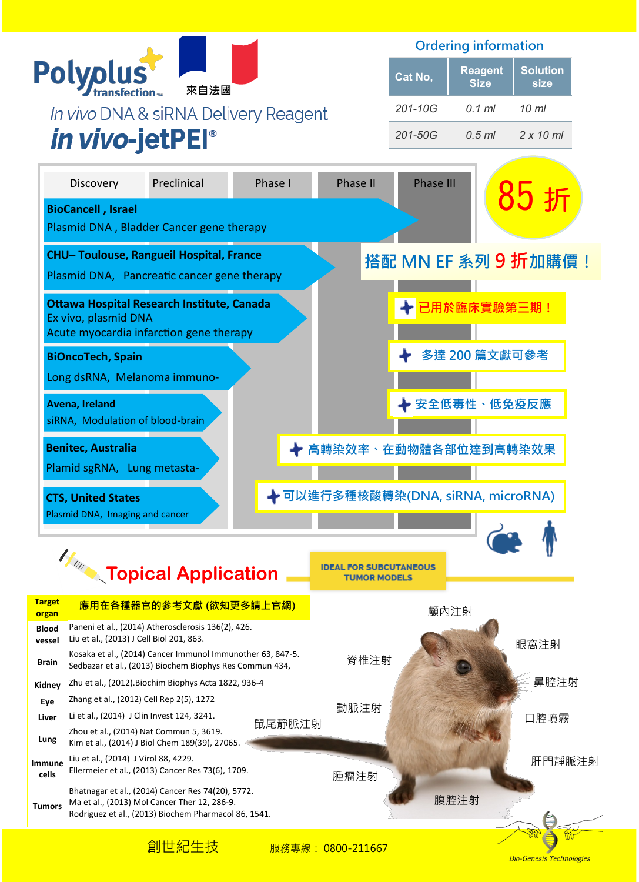# Polyplus transfection™

來自法國

*In vivo* DNA & siRNA Delivery Reagent

## *in vivo*-jetPEI®

### Ordering information

| Cat No, | Reagent Size | Solution size |
|---|---|---|
| 201-10G | 0.1 ml | 10 ml |
| 201-50G | 0.5 ml | 2 x 10 ml |

| Discovery | Preclinical | Phase I | Phase II | Phase III |
|---|---|---|---|---|

- **BioCancell , Israel** — Plasmid DNA , Bladder Cancer gene therapy
- **CHU– Toulouse, Rangueil Hospital, France** — Plasmid DNA, Pancreatic cancer gene therapy
- **Ottawa Hospital Research Institute, Canada** — Ex vivo, plasmid DNA, Acute myocardia infarction gene therapy
- **BiOncoTech, Spain** — Long dsRNA, Melanoma immuno-
- **Avena, Ireland** — siRNA, Modulation of blood-brain
- **Benitec, Australia** — Plamid sgRNA, Lung metasta-
- **CTS, United States** — Plasmid DNA, Imaging and cancer

**85 折**

搭配 MN EF 系列 9 折加購價！

- 已用於臨床實驗第三期！
- 多達 200 篇文獻可參考
- 安全低毒性、低免疫反應
- 高轉染效率、在動物體各部位達到高轉染效果
- 可以進行多種核酸轉染(DNA, siRNA, microRNA)

## Topical Application

IDEAL FOR SUBCUTANEOUS TUMOR MODELS

| Target organ | 應用在各種器官的參考文獻 (欲知更多請上官網) |
|---|---|
| Blood vessel | Paneni et al., (2014) Atherosclerosis 136(2), 426.<br>Liu et al., (2013) J Cell Biol 201, 863. |
| Brain | Kosaka et al., (2014) Cancer Immunol Immunother 63, 847-5.<br>Sedbazar et al., (2013) Biochem Biophys Res Commun 434, |
| Kidney | Zhu et al., (2012).Biochim Biophys Acta 1822, 936-4 |
| Eye | Zhang et al., (2012) Cell Rep 2(5), 1272 |
| Liver | Li et al., (2014) J Clin Invest 124, 3241. |
| Lung | Zhou et al., (2014) Nat Commun 5, 3619.<br>Kim et al., (2014) J Biol Chem 189(39), 27065. |
| Immune cells | Liu et al., (2014) J Virol 88, 4229.<br>Ellermeier et al., (2013) Cancer Res 73(6), 1709. |
| Tumors | Bhatnagar et al., (2014) Cancer Res 74(20), 5772.<br>Ma et al., (2013) Mol Cancer Ther 12, 286-9.<br>Rodriguez et al., (2013) Biochem Pharmacol 86, 1541. |

顱內注射、眼窩注射、鼻腔注射、口腔噴霧、肝門靜脈注射、腹腔注射、腫瘤注射、鼠尾靜脈注射、動脈注射、脊椎注射

創世紀生技　服務專線： 0800-211667

Bio-Genesis Technologies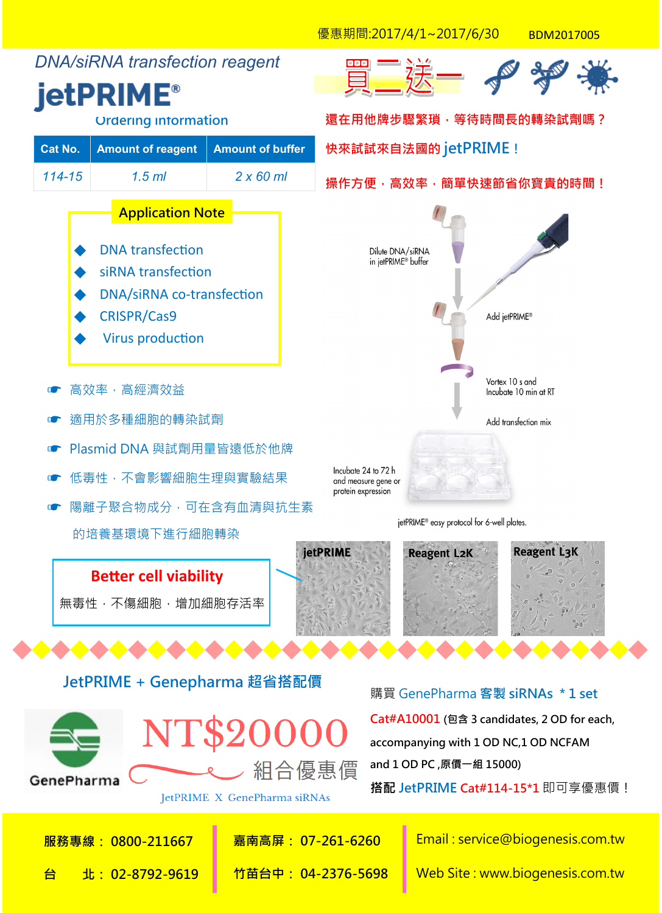優惠期間:2017/4/1~2017/6/30　BDM2017005

*DNA/siRNA transfection reagent*

# jetPRIME®

## 買二送一

**還在用他牌步驟繁瑣，等待時間長的轉染試劑嗎？**

**快來試試來自法國的 jetPRIME！**

**操作方便，高效率，簡單快速節省你寶貴的時間！**

Ordering information

| Cat No. | Amount of reagent | Amount of buffer |
|---|---|---|
| *114-15* | *1.5 ml* | *2 x 60 ml* |

### Application Note

- DNA transfection
- siRNA transfection
- DNA/siRNA co-transfection
- CRISPR/Cas9
- Virus production

Dilute DNA/siRNA in jetPRIME® buffer

Add jetPRIME®

Vortex 10 s and Incubate 10 min at RT

Add transfection mix

Incubate 24 to 72 h and measure gene or protein expression

jetPRIME® easy protocol for 6-well plates.

- 高效率，高經濟效益
- 適用於多種細胞的轉染試劑
- Plasmid DNA 與試劑用量皆遠低於他牌
- 低毒性，不會影響細胞生理與實驗結果
- 陽離子聚合物成分，可在含有血清與抗生素的培養基環境下進行細胞轉染

**Better cell viability**

無毒性，不傷細胞，增加細胞存活率

jetPRIME　Reagent L2K　Reagent L3K

## JetPRIME + Genepharma 超省搭配價

GenePharma

**NT$20000** 組合優惠價

JetPRIME X GenePharma siRNAs

購買 GenePharma 客製 siRNAs *1 set

Cat#A10001 (包含 3 candidates, 2 OD for each, accompanying with 1 OD NC,1 OD NCFAM and 1 OD PC ,原價一組 15000)

搭配 JetPRIME Cat#114-15*1 即可享優惠價！

**服務專線：0800-211667**

**台　北：02-8792-9619**

**嘉南高屏：07-261-6260**

**竹苗台中：04-2376-5698**

Email : service@biogenesis.com.tw

Web Site : www.biogenesis.com.tw